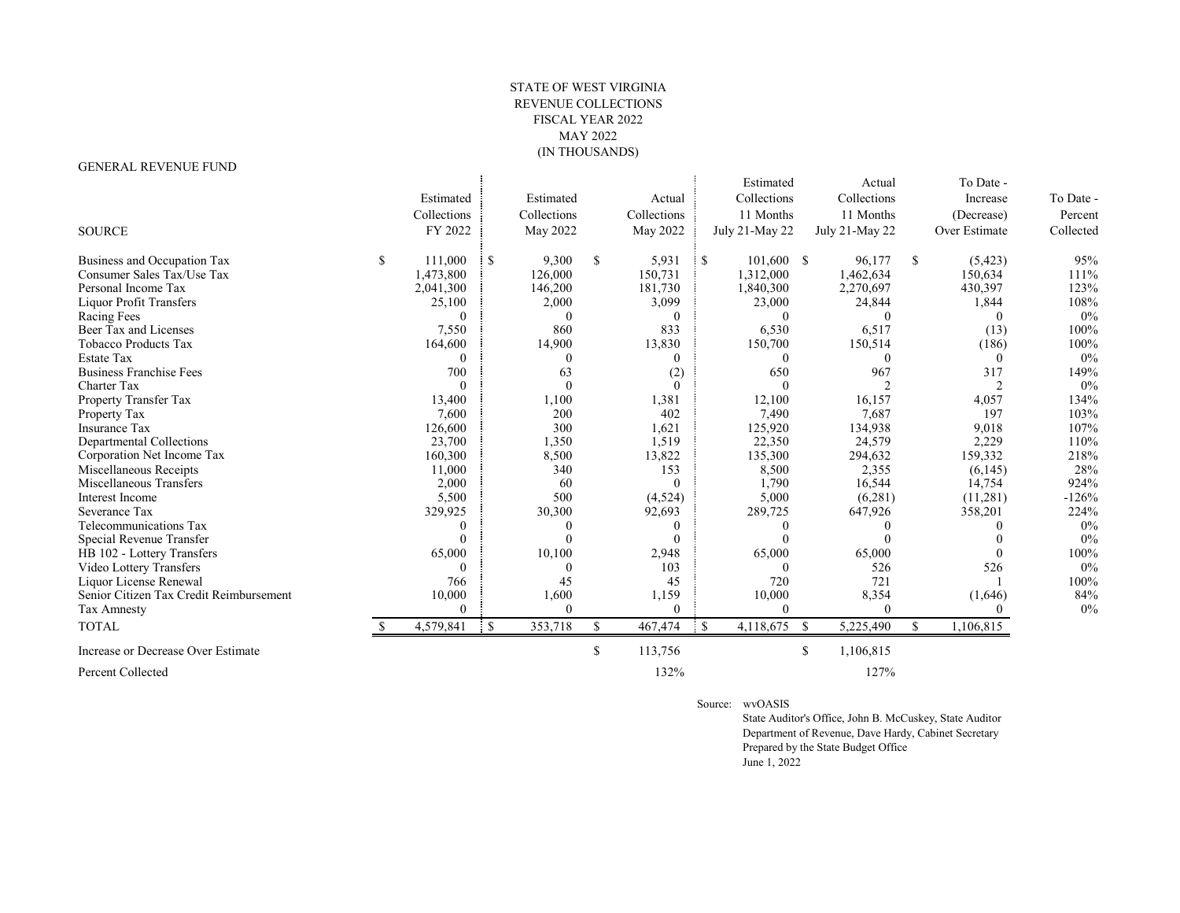# STATE OF WEST VIRGINIA
## REVENUE COLLECTIONS
## FISCAL YEAR 2022
## MAY 2022
## (IN THOUSANDS)

GENERAL REVENUE FUND

| SOURCE | Estimated Collections FY 2022 | Estimated Collections May 2022 | Actual Collections May 2022 | Estimated Collections 11 Months July 21-May 22 | Actual Collections 11 Months July 21-May 22 | To Date - Increase (Decrease) Over Estimate | To Date - Percent Collected |
|---|---|---|---|---|---|---|---|
| Business and Occupation Tax | $ 111,000 | $ 9,300 | $ 5,931 | $ 101,600 | $ 96,177 | $ (5,423) | 95% |
| Consumer Sales Tax/Use Tax | 1,473,800 | 126,000 | 150,731 | 1,312,000 | 1,462,634 | 150,634 | 111% |
| Personal Income Tax | 2,041,300 | 146,200 | 181,730 | 1,840,300 | 2,270,697 | 430,397 | 123% |
| Liquor Profit Transfers | 25,100 | 2,000 | 3,099 | 23,000 | 24,844 | 1,844 | 108% |
| Racing Fees | 0 | 0 | 0 | 0 | 0 | 0 | 0% |
| Beer Tax and Licenses | 7,550 | 860 | 833 | 6,530 | 6,517 | (13) | 100% |
| Tobacco Products Tax | 164,600 | 14,900 | 13,830 | 150,700 | 150,514 | (186) | 100% |
| Estate Tax | 0 | 0 | 0 | 0 | 0 | 0 | 0% |
| Business Franchise Fees | 700 | 63 | (2) | 650 | 967 | 317 | 149% |
| Charter Tax | 0 | 0 | 0 | 0 | 2 | 2 | 0% |
| Property Transfer Tax | 13,400 | 1,100 | 1,381 | 12,100 | 16,157 | 4,057 | 134% |
| Property Tax | 7,600 | 200 | 402 | 7,490 | 7,687 | 197 | 103% |
| Insurance Tax | 126,600 | 300 | 1,621 | 125,920 | 134,938 | 9,018 | 107% |
| Departmental Collections | 23,700 | 1,350 | 1,519 | 22,350 | 24,579 | 2,229 | 110% |
| Corporation Net Income Tax | 160,300 | 8,500 | 13,822 | 135,300 | 294,632 | 159,332 | 218% |
| Miscellaneous Receipts | 11,000 | 340 | 153 | 8,500 | 2,355 | (6,145) | 28% |
| Miscellaneous Transfers | 2,000 | 60 | 0 | 1,790 | 16,544 | 14,754 | 924% |
| Interest Income | 5,500 | 500 | (4,524) | 5,000 | (6,281) | (11,281) | -126% |
| Severance Tax | 329,925 | 30,300 | 92,693 | 289,725 | 647,926 | 358,201 | 224% |
| Telecommunications Tax | 0 | 0 | 0 | 0 | 0 | 0 | 0% |
| Special Revenue Transfer | 0 | 0 | 0 | 0 | 0 | 0 | 0% |
| HB 102 - Lottery Transfers | 65,000 | 10,100 | 2,948 | 65,000 | 65,000 | 0 | 100% |
| Video Lottery Transfers | 0 | 0 | 103 | 0 | 526 | 526 | 0% |
| Liquor License Renewal | 766 | 45 | 45 | 720 | 721 | 1 | 100% |
| Senior Citizen Tax Credit Reimbursement | 10,000 | 1,600 | 1,159 | 10,000 | 8,354 | (1,646) | 84% |
| Tax Amnesty | 0 | 0 | 0 | 0 | 0 | 0 | 0% |
| TOTAL | $ 4,579,841 | $ 353,718 | $ 467,474 | $ 4,118,675 | $ 5,225,490 | $ 1,106,815 | |
| Increase or Decrease Over Estimate | | | $ 113,756 | | $ 1,106,815 | | |
| Percent Collected | | | 132% | | 127% | | |

Source: wvOASIS
State Auditor's Office, John B. McCuskey, State Auditor
Department of Revenue, Dave Hardy, Cabinet Secretary
Prepared by the State Budget Office
June 1, 2022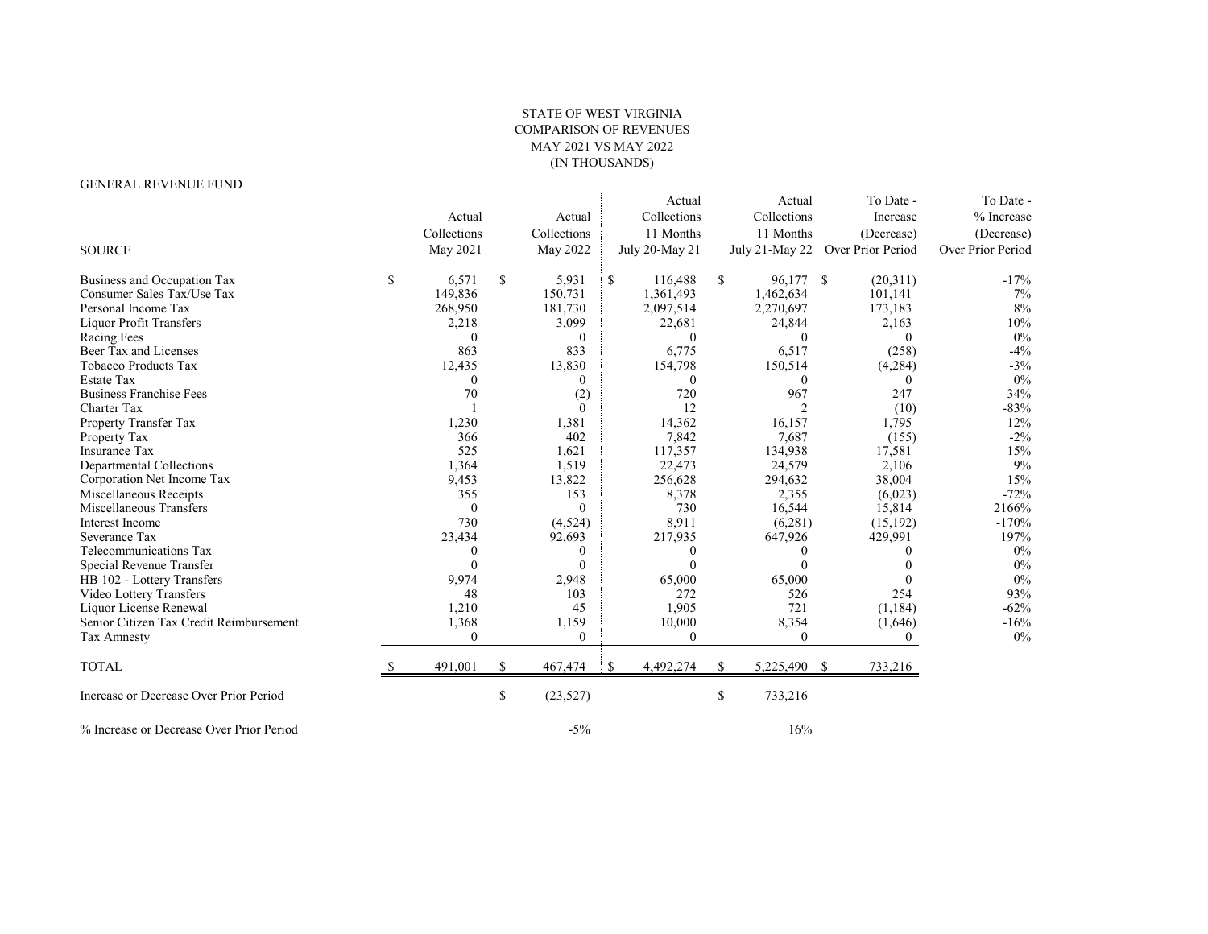STATE OF WEST VIRGINIA
COMPARISON OF REVENUES
MAY 2021 VS MAY 2022
(IN THOUSANDS)

GENERAL REVENUE FUND

| SOURCE | Actual Collections May 2021 | Actual Collections May 2022 | Actual Collections 11 Months July 20-May 21 | Actual Collections 11 Months July 21-May 22 | To Date - Increase (Decrease) Over Prior Period | To Date - % Increase (Decrease) Over Prior Period |
|---|---|---|---|---|---|---|
| Business and Occupation Tax | $ 6,571 | $ 5,931 | $ 116,488 | $ 96,177 | $ (20,311) | -17% |
| Consumer Sales Tax/Use Tax | 149,836 | 150,731 | 1,361,493 | 1,462,634 | 101,141 | 7% |
| Personal Income Tax | 268,950 | 181,730 | 2,097,514 | 2,270,697 | 173,183 | 8% |
| Liquor Profit Transfers | 2,218 | 3,099 | 22,681 | 24,844 | 2,163 | 10% |
| Racing Fees | 0 | 0 | 0 | 0 | 0 | 0% |
| Beer Tax and Licenses | 863 | 833 | 6,775 | 6,517 | (258) | -4% |
| Tobacco Products Tax | 12,435 | 13,830 | 154,798 | 150,514 | (4,284) | -3% |
| Estate Tax | 0 | 0 | 0 | 0 | 0 | 0% |
| Business Franchise Fees | 70 | (2) | 720 | 967 | 247 | 34% |
| Charter Tax | 1 | 0 | 12 | 2 | (10) | -83% |
| Property Transfer Tax | 1,230 | 1,381 | 14,362 | 16,157 | 1,795 | 12% |
| Property Tax | 366 | 402 | 7,842 | 7,687 | (155) | -2% |
| Insurance Tax | 525 | 1,621 | 117,357 | 134,938 | 17,581 | 15% |
| Departmental Collections | 1,364 | 1,519 | 22,473 | 24,579 | 2,106 | 9% |
| Corporation Net Income Tax | 9,453 | 13,822 | 256,628 | 294,632 | 38,004 | 15% |
| Miscellaneous Receipts | 355 | 153 | 8,378 | 2,355 | (6,023) | -72% |
| Miscellaneous Transfers | 0 | 0 | 730 | 16,544 | 15,814 | 2166% |
| Interest Income | 730 | (4,524) | 8,911 | (6,281) | (15,192) | -170% |
| Severance Tax | 23,434 | 92,693 | 217,935 | 647,926 | 429,991 | 197% |
| Telecommunications Tax | 0 | 0 | 0 | 0 | 0 | 0% |
| Special Revenue Transfer | 0 | 0 | 0 | 0 | 0 | 0% |
| HB 102 - Lottery Transfers | 9,974 | 2,948 | 65,000 | 65,000 | 0 | 0% |
| Video Lottery Transfers | 48 | 103 | 272 | 526 | 254 | 93% |
| Liquor License Renewal | 1,210 | 45 | 1,905 | 721 | (1,184) | -62% |
| Senior Citizen Tax Credit Reimbursement | 1,368 | 1,159 | 10,000 | 8,354 | (1,646) | -16% |
| Tax Amnesty | 0 | 0 | 0 | 0 | 0 | 0% |
| TOTAL | $ 491,001 | $ 467,474 | $ 4,492,274 | $ 5,225,490 | $ 733,216 | |
| Increase or Decrease Over Prior Period | | $ (23,527) | | $ 733,216 | | |
| % Increase or Decrease Over Prior Period | | -5% | | 16% | | |